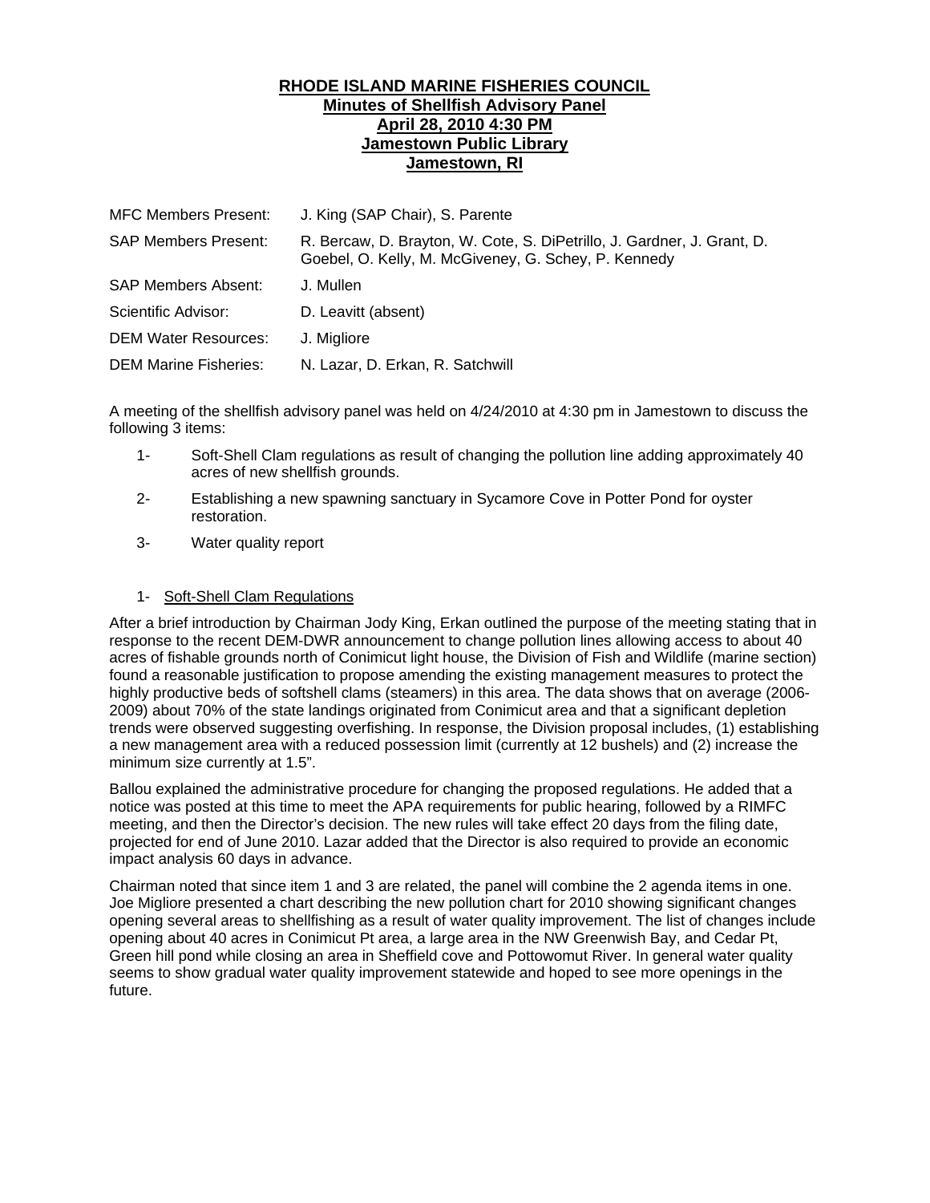# RHODE ISLAND MARINE FISHERIES COUNCIL
## Minutes of Shellfish Advisory Panel
## April 28, 2010 4:30 PM
## Jamestown Public Library
## Jamestown, RI

| | |
|---|---|
| MFC Members Present: | J. King (SAP Chair), S. Parente |
| SAP Members Present: | R. Bercaw, D. Brayton, W. Cote, S. DiPetrillo, J. Gardner, J. Grant, D. Goebel, O. Kelly, M. McGiveney, G. Schey, P. Kennedy |
| SAP Members Absent: | J. Mullen |
| Scientific Advisor: | D. Leavitt (absent) |
| DEM Water Resources: | J. Migliore |
| DEM Marine Fisheries: | N. Lazar, D. Erkan, R. Satchwill |

A meeting of the shellfish advisory panel was held on 4/24/2010 at 4:30 pm in Jamestown to discuss the following 3 items:

1- Soft-Shell Clam regulations as result of changing the pollution line adding approximately 40 acres of new shellfish grounds.

2- Establishing a new spawning sanctuary in Sycamore Cove in Potter Pond for oyster restoration.

3- Water quality report

1- Soft-Shell Clam Regulations

After a brief introduction by Chairman Jody King, Erkan outlined the purpose of the meeting stating that in response to the recent DEM-DWR announcement to change pollution lines allowing access to about 40 acres of fishable grounds north of Conimicut light house, the Division of Fish and Wildlife (marine section) found a reasonable justification to propose amending the existing management measures to protect the highly productive beds of softshell clams (steamers) in this area. The data shows that on average (2006-2009) about 70% of the state landings originated from Conimicut area and that a significant depletion trends were observed suggesting overfishing. In response, the Division proposal includes, (1) establishing a new management area with a reduced possession limit (currently at 12 bushels) and (2) increase the minimum size currently at 1.5".

Ballou explained the administrative procedure for changing the proposed regulations. He added that a notice was posted at this time to meet the APA requirements for public hearing, followed by a RIMFC meeting, and then the Director's decision. The new rules will take effect 20 days from the filing date, projected for end of June 2010. Lazar added that the Director is also required to provide an economic impact analysis 60 days in advance.

Chairman noted that since item 1 and 3 are related, the panel will combine the 2 agenda items in one. Joe Migliore presented a chart describing the new pollution chart for 2010 showing significant changes opening several areas to shellfishing as a result of water quality improvement. The list of changes include opening about 40 acres in Conimicut Pt area, a large area in the NW Greenwish Bay, and Cedar Pt, Green hill pond while closing an area in Sheffield cove and Pottowomut River. In general water quality seems to show gradual water quality improvement statewide and hoped to see more openings in the future.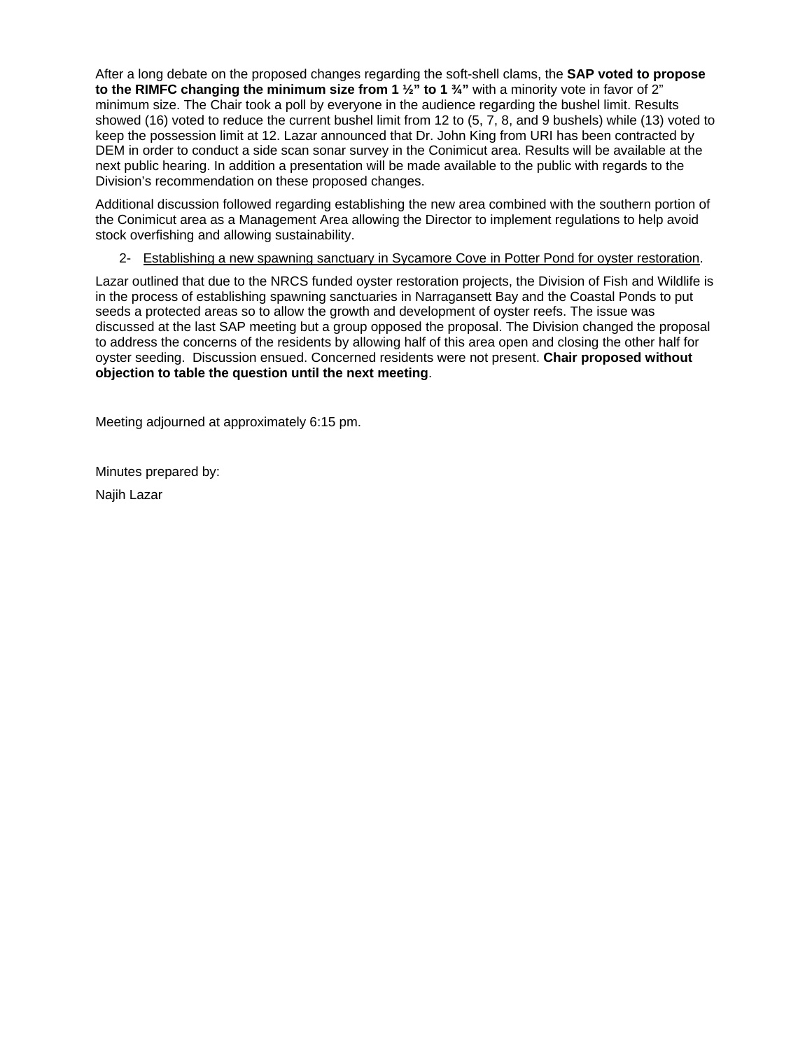After a long debate on the proposed changes regarding the soft-shell clams, the **SAP voted to propose to the RIMFC changing the minimum size from 1 ½" to 1 ¾"** with a minority vote in favor of 2" minimum size. The Chair took a poll by everyone in the audience regarding the bushel limit. Results showed (16) voted to reduce the current bushel limit from 12 to (5, 7, 8, and 9 bushels) while (13) voted to keep the possession limit at 12. Lazar announced that Dr. John King from URI has been contracted by DEM in order to conduct a side scan sonar survey in the Conimicut area. Results will be available at the next public hearing. In addition a presentation will be made available to the public with regards to the Division's recommendation on these proposed changes.

Additional discussion followed regarding establishing the new area combined with the southern portion of the Conimicut area as a Management Area allowing the Director to implement regulations to help avoid stock overfishing and allowing sustainability.

2- Establishing a new spawning sanctuary in Sycamore Cove in Potter Pond for oyster restoration.

Lazar outlined that due to the NRCS funded oyster restoration projects, the Division of Fish and Wildlife is in the process of establishing spawning sanctuaries in Narragansett Bay and the Coastal Ponds to put seeds a protected areas so to allow the growth and development of oyster reefs. The issue was discussed at the last SAP meeting but a group opposed the proposal. The Division changed the proposal to address the concerns of the residents by allowing half of this area open and closing the other half for oyster seeding. Discussion ensued. Concerned residents were not present. **Chair proposed without objection to table the question until the next meeting**.

Meeting adjourned at approximately 6:15 pm.

Minutes prepared by:

Najih Lazar